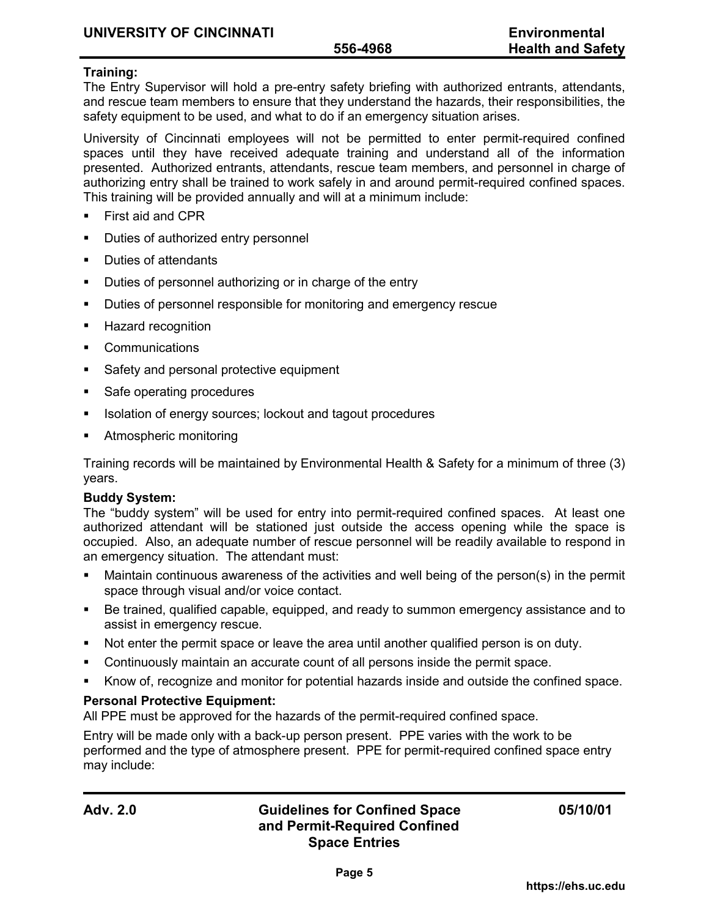**Training:**

The Entry Supervisor will hold a pre-entry safety briefing with authorized entrants, attendants, and rescue team members to ensure that they understand the hazards, their responsibilities, the safety equipment to be used, and what to do if an emergency situation arises.

University of Cincinnati employees will not be permitted to enter permit-required confined spaces until they have received adequate training and understand all of the information presented. Authorized entrants, attendants, rescue team members, and personnel in charge of authorizing entry shall be trained to work safely in and around permit-required confined spaces. This training will be provided annually and will at a minimum include:

- First aid and CPR
- Duties of authorized entry personnel
- Duties of attendants
- Duties of personnel authorizing or in charge of the entry
- Duties of personnel responsible for monitoring and emergency rescue
- Hazard recognition
- Communications
- Safety and personal protective equipment
- Safe operating procedures
- Isolation of energy sources; lockout and tagout procedures
- Atmospheric monitoring

Training records will be maintained by Environmental Health & Safety for a minimum of three (3) years.

**Buddy System:**

The "buddy system" will be used for entry into permit-required confined spaces. At least one authorized attendant will be stationed just outside the access opening while the space is occupied. Also, an adequate number of rescue personnel will be readily available to respond in an emergency situation. The attendant must:

- Maintain continuous awareness of the activities and well being of the person(s) in the permit space through visual and/or voice contact.
- Be trained, qualified capable, equipped, and ready to summon emergency assistance and to assist in emergency rescue.
- Not enter the permit space or leave the area until another qualified person is on duty.
- Continuously maintain an accurate count of all persons inside the permit space.
- Know of, recognize and monitor for potential hazards inside and outside the confined space.

**Personal Protective Equipment:**

All PPE must be approved for the hazards of the permit-required confined space.

Entry will be made only with a back-up person present. PPE varies with the work to be performed and the type of atmosphere present. PPE for permit-required confined space entry may include: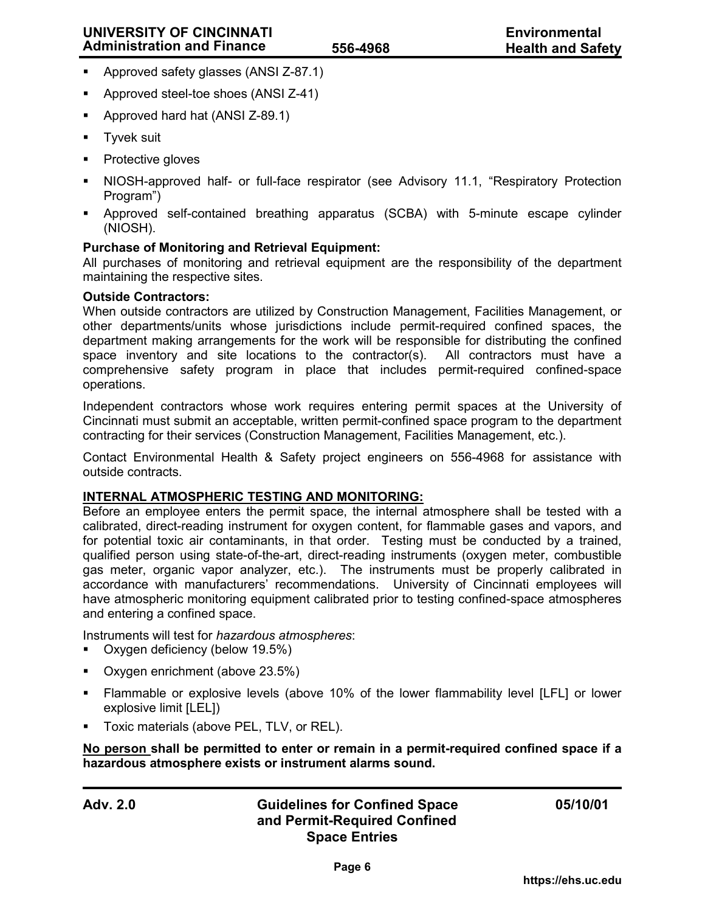- Approved safety glasses (ANSI Z-87.1)
- Approved steel-toe shoes (ANSI Z-41)
- Approved hard hat (ANSI Z-89.1)
- Tyvek suit
- Protective gloves
- NIOSH-approved half- or full-face respirator (see Advisory 11.1, "Respiratory Protection Program")
- Approved self-contained breathing apparatus (SCBA) with 5-minute escape cylinder (NIOSH).

**Purchase of Monitoring and Retrieval Equipment:**
All purchases of monitoring and retrieval equipment are the responsibility of the department maintaining the respective sites.

**Outside Contractors:**
When outside contractors are utilized by Construction Management, Facilities Management, or other departments/units whose jurisdictions include permit-required confined spaces, the department making arrangements for the work will be responsible for distributing the confined space inventory and site locations to the contractor(s). All contractors must have a comprehensive safety program in place that includes permit-required confined-space operations.

Independent contractors whose work requires entering permit spaces at the University of Cincinnati must submit an acceptable, written permit-confined space program to the department contracting for their services (Construction Management, Facilities Management, etc.).

Contact Environmental Health & Safety project engineers on 556-4968 for assistance with outside contracts.

**INTERNAL ATMOSPHERIC TESTING AND MONITORING:**
Before an employee enters the permit space, the internal atmosphere shall be tested with a calibrated, direct-reading instrument for oxygen content, for flammable gases and vapors, and for potential toxic air contaminants, in that order. Testing must be conducted by a trained, qualified person using state-of-the-art, direct-reading instruments (oxygen meter, combustible gas meter, organic vapor analyzer, etc.). The instruments must be properly calibrated in accordance with manufacturers' recommendations. University of Cincinnati employees will have atmospheric monitoring equipment calibrated prior to testing confined-space atmospheres and entering a confined space.

Instruments will test for *hazardous atmospheres*:

- Oxygen deficiency (below 19.5%)
- Oxygen enrichment (above 23.5%)
- Flammable or explosive levels (above 10% of the lower flammability level [LFL] or lower explosive limit [LEL])
- Toxic materials (above PEL, TLV, or REL).

**No person shall be permitted to enter or remain in a permit-required confined space if a hazardous atmosphere exists or instrument alarms sound.**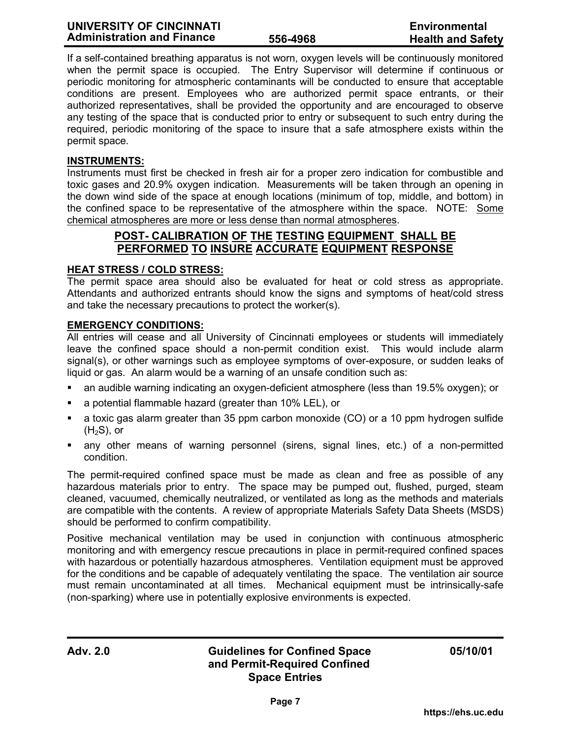If a self-contained breathing apparatus is not worn, oxygen levels will be continuously monitored when the permit space is occupied. The Entry Supervisor will determine if continuous or periodic monitoring for atmospheric contaminants will be conducted to ensure that acceptable conditions are present. Employees who are authorized permit space entrants, or their authorized representatives, shall be provided the opportunity and are encouraged to observe any testing of the space that is conducted prior to entry or subsequent to such entry during the required, periodic monitoring of the space to insure that a safe atmosphere exists within the permit space.

**INSTRUMENTS:**

Instruments must first be checked in fresh air for a proper zero indication for combustible and toxic gases and 20.9% oxygen indication. Measurements will be taken through an opening in the down wind side of the space at enough locations (minimum of top, middle, and bottom) in the confined space to be representative of the atmosphere within the space. NOTE: Some chemical atmospheres are more or less dense than normal atmospheres.

**POST- CALIBRATION OF THE TESTING EQUIPMENT SHALL BE PERFORMED TO INSURE ACCURATE EQUIPMENT RESPONSE**

**HEAT STRESS / COLD STRESS:**

The permit space area should also be evaluated for heat or cold stress as appropriate. Attendants and authorized entrants should know the signs and symptoms of heat/cold stress and take the necessary precautions to protect the worker(s).

**EMERGENCY CONDITIONS:**

All entries will cease and all University of Cincinnati employees or students will immediately leave the confined space should a non-permit condition exist. This would include alarm signal(s), or other warnings such as employee symptoms of over-exposure, or sudden leaks of liquid or gas. An alarm would be a warning of an unsafe condition such as:

- an audible warning indicating an oxygen-deficient atmosphere (less than 19.5% oxygen); or
- a potential flammable hazard (greater than 10% LEL), or
- a toxic gas alarm greater than 35 ppm carbon monoxide (CO) or a 10 ppm hydrogen sulfide ($H_2S$), or
- any other means of warning personnel (sirens, signal lines, etc.) of a non-permitted condition.

The permit-required confined space must be made as clean and free as possible of any hazardous materials prior to entry. The space may be pumped out, flushed, purged, steam cleaned, vacuumed, chemically neutralized, or ventilated as long as the methods and materials are compatible with the contents. A review of appropriate Materials Safety Data Sheets (MSDS) should be performed to confirm compatibility.

Positive mechanical ventilation may be used in conjunction with continuous atmospheric monitoring and with emergency rescue precautions in place in permit-required confined spaces with hazardous or potentially hazardous atmospheres. Ventilation equipment must be approved for the conditions and be capable of adequately ventilating the space. The ventilation air source must remain uncontaminated at all times. Mechanical equipment must be intrinsically-safe (non-sparking) where use in potentially explosive environments is expected.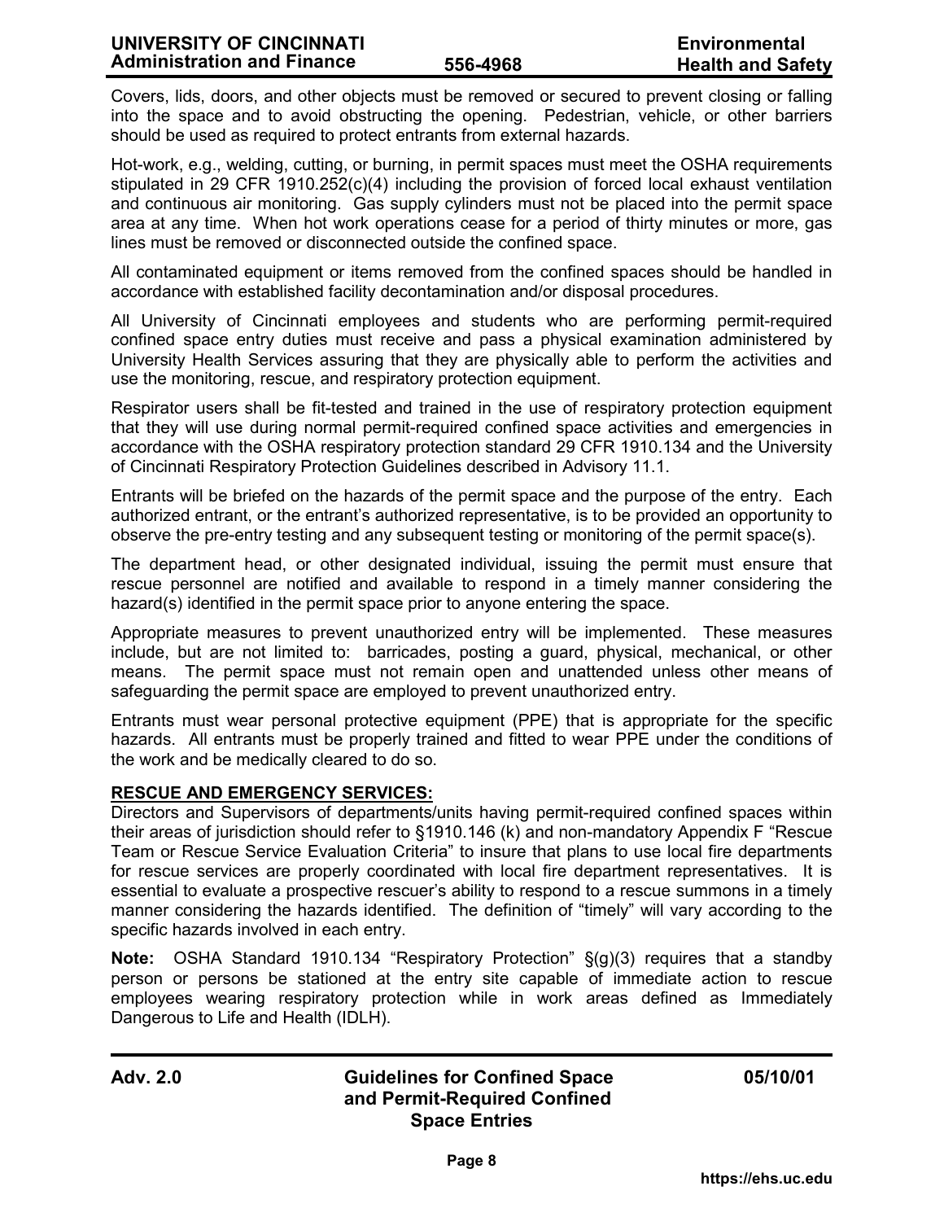Covers, lids, doors, and other objects must be removed or secured to prevent closing or falling into the space and to avoid obstructing the opening. Pedestrian, vehicle, or other barriers should be used as required to protect entrants from external hazards.

Hot-work, e.g., welding, cutting, or burning, in permit spaces must meet the OSHA requirements stipulated in 29 CFR 1910.252(c)(4) including the provision of forced local exhaust ventilation and continuous air monitoring. Gas supply cylinders must not be placed into the permit space area at any time. When hot work operations cease for a period of thirty minutes or more, gas lines must be removed or disconnected outside the confined space.

All contaminated equipment or items removed from the confined spaces should be handled in accordance with established facility decontamination and/or disposal procedures.

All University of Cincinnati employees and students who are performing permit-required confined space entry duties must receive and pass a physical examination administered by University Health Services assuring that they are physically able to perform the activities and use the monitoring, rescue, and respiratory protection equipment.

Respirator users shall be fit-tested and trained in the use of respiratory protection equipment that they will use during normal permit-required confined space activities and emergencies in accordance with the OSHA respiratory protection standard 29 CFR 1910.134 and the University of Cincinnati Respiratory Protection Guidelines described in Advisory 11.1.

Entrants will be briefed on the hazards of the permit space and the purpose of the entry. Each authorized entrant, or the entrant's authorized representative, is to be provided an opportunity to observe the pre-entry testing and any subsequent testing or monitoring of the permit space(s).

The department head, or other designated individual, issuing the permit must ensure that rescue personnel are notified and available to respond in a timely manner considering the hazard(s) identified in the permit space prior to anyone entering the space.

Appropriate measures to prevent unauthorized entry will be implemented. These measures include, but are not limited to: barricades, posting a guard, physical, mechanical, or other means. The permit space must not remain open and unattended unless other means of safeguarding the permit space are employed to prevent unauthorized entry.

Entrants must wear personal protective equipment (PPE) that is appropriate for the specific hazards. All entrants must be properly trained and fitted to wear PPE under the conditions of the work and be medically cleared to do so.

**RESCUE AND EMERGENCY SERVICES:**

Directors and Supervisors of departments/units having permit-required confined spaces within their areas of jurisdiction should refer to §1910.146 (k) and non-mandatory Appendix F "Rescue Team or Rescue Service Evaluation Criteria" to insure that plans to use local fire departments for rescue services are properly coordinated with local fire department representatives. It is essential to evaluate a prospective rescuer's ability to respond to a rescue summons in a timely manner considering the hazards identified. The definition of "timely" will vary according to the specific hazards involved in each entry.

**Note:** OSHA Standard 1910.134 "Respiratory Protection" §(g)(3) requires that a standby person or persons be stationed at the entry site capable of immediate action to rescue employees wearing respiratory protection while in work areas defined as Immediately Dangerous to Life and Health (IDLH).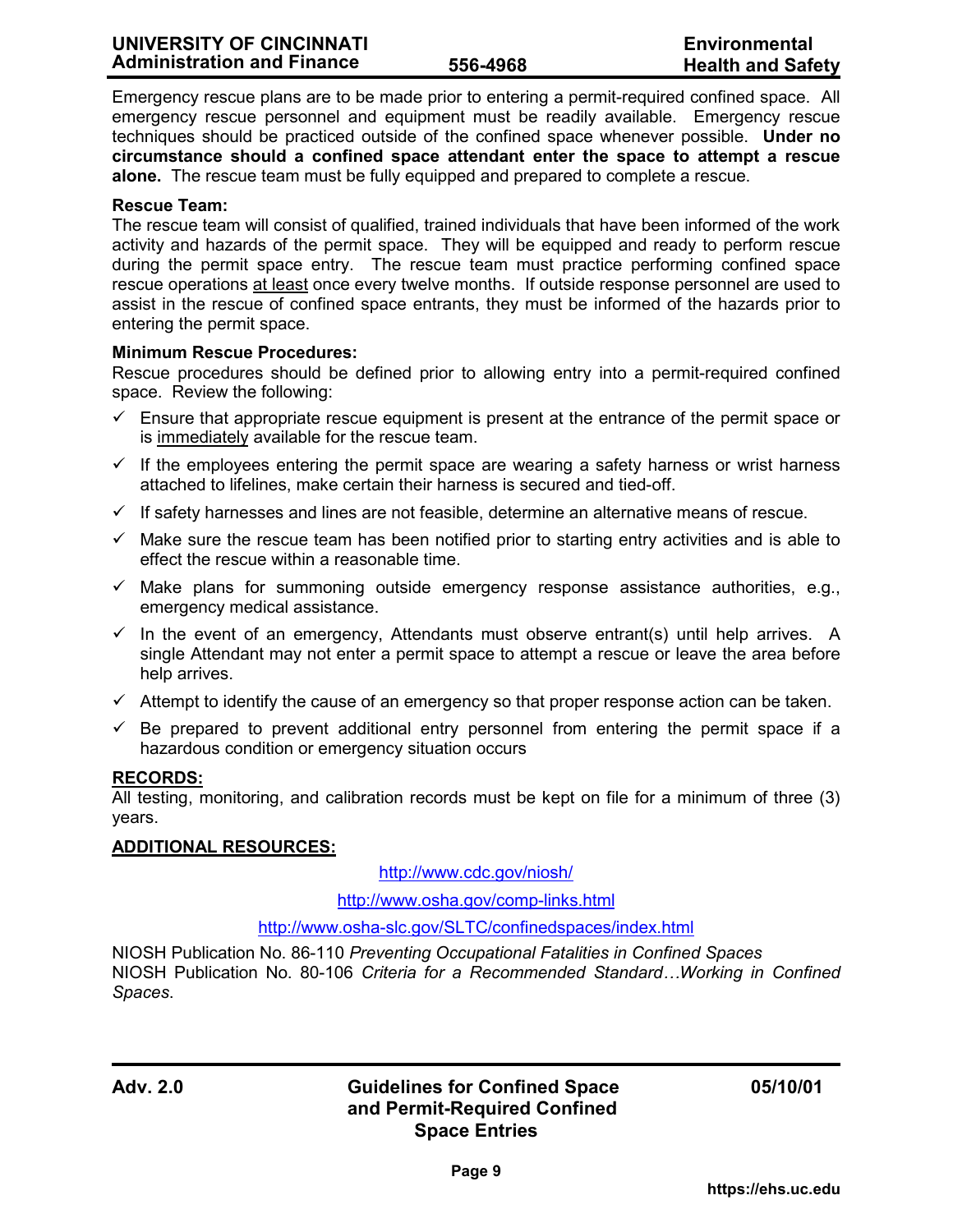Emergency rescue plans are to be made prior to entering a permit-required confined space. All emergency rescue personnel and equipment must be readily available. Emergency rescue techniques should be practiced outside of the confined space whenever possible. **Under no circumstance should a confined space attendant enter the space to attempt a rescue alone.** The rescue team must be fully equipped and prepared to complete a rescue.

**Rescue Team:**

The rescue team will consist of qualified, trained individuals that have been informed of the work activity and hazards of the permit space. They will be equipped and ready to perform rescue during the permit space entry. The rescue team must practice performing confined space rescue operations <u>at least</u> once every twelve months. If outside response personnel are used to assist in the rescue of confined space entrants, they must be informed of the hazards prior to entering the permit space.

**Minimum Rescue Procedures:**

Rescue procedures should be defined prior to allowing entry into a permit-required confined space. Review the following:

- ✓ Ensure that appropriate rescue equipment is present at the entrance of the permit space or is <u>immediately</u> available for the rescue team.
- ✓ If the employees entering the permit space are wearing a safety harness or wrist harness attached to lifelines, make certain their harness is secured and tied-off.
- ✓ If safety harnesses and lines are not feasible, determine an alternative means of rescue.
- ✓ Make sure the rescue team has been notified prior to starting entry activities and is able to effect the rescue within a reasonable time.
- ✓ Make plans for summoning outside emergency response assistance authorities, e.g., emergency medical assistance.
- ✓ In the event of an emergency, Attendants must observe entrant(s) until help arrives. A single Attendant may not enter a permit space to attempt a rescue or leave the area before help arrives.
- ✓ Attempt to identify the cause of an emergency so that proper response action can be taken.
- ✓ Be prepared to prevent additional entry personnel from entering the permit space if a hazardous condition or emergency situation occurs

## <u>RECORDS:</u>

All testing, monitoring, and calibration records must be kept on file for a minimum of three (3) years.

## <u>ADDITIONAL RESOURCES:</u>

http://www.cdc.gov/niosh/

http://www.osha.gov/comp-links.html

http://www.osha-slc.gov/SLTC/confinedspaces/index.html

NIOSH Publication No. 86-110 *Preventing Occupational Fatalities in Confined Spaces*
NIOSH Publication No. 80-106 *Criteria for a Recommended Standard…Working in Confined Spaces.*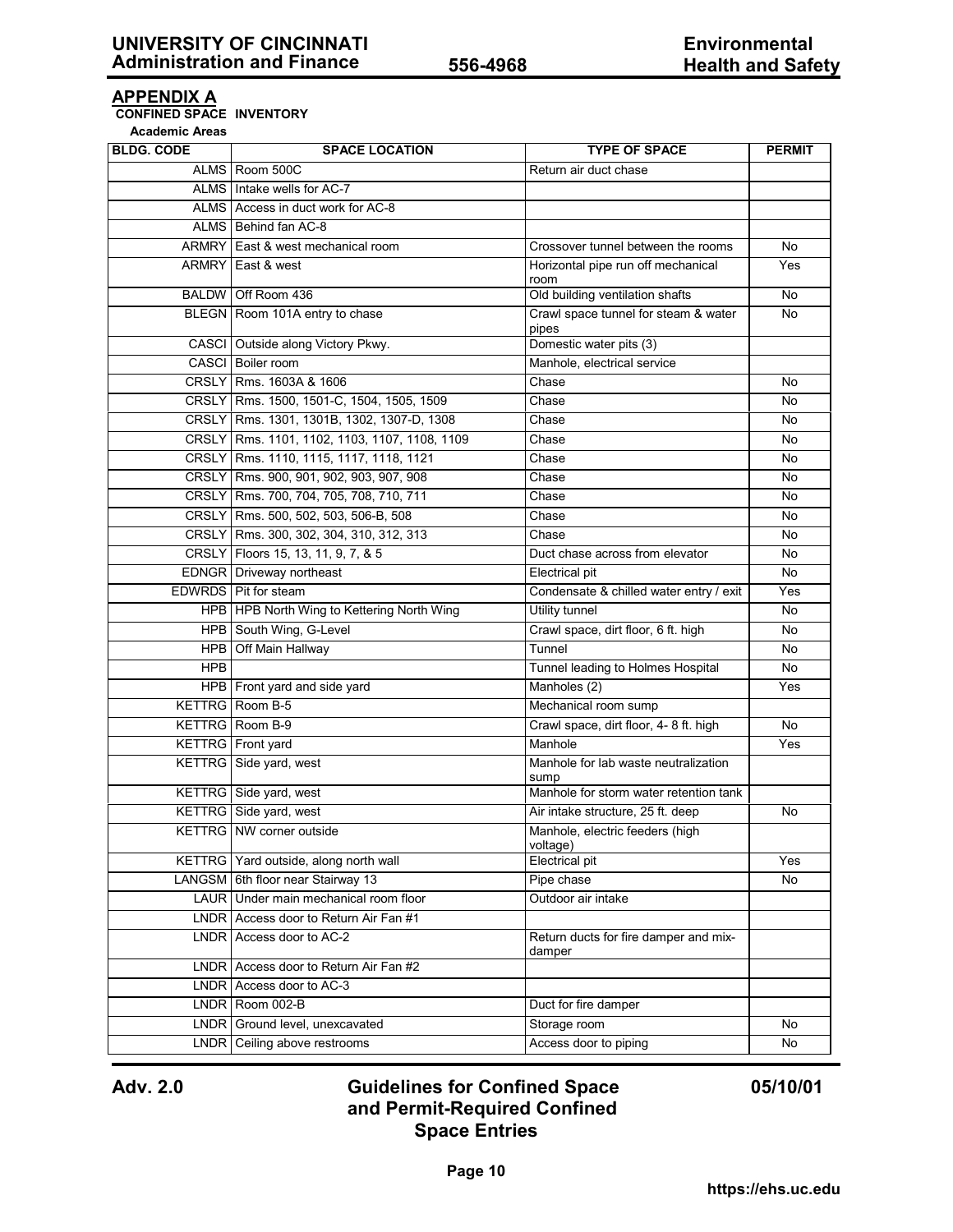## APPENDIX A

**CONFINED SPACE INVENTORY**

**Academic Areas**

| BLDG. CODE | SPACE LOCATION | TYPE OF SPACE | PERMIT |
|---|---|---|---|
| ALMS | Room 500C | Return air duct chase | |
| ALMS | Intake wells for AC-7 | | |
| ALMS | Access in duct work for AC-8 | | |
| ALMS | Behind fan AC-8 | | |
| ARMRY | East & west mechanical room | Crossover tunnel between the rooms | No |
| ARMRY | East & west | Horizontal pipe run off mechanical room | Yes |
| BALDW | Off Room 436 | Old building ventilation shafts | No |
| BLEGN | Room 101A entry to chase | Crawl space tunnel for steam & water pipes | No |
| CASCI | Outside along Victory Pkwy. | Domestic water pits (3) | |
| CASCI | Boiler room | Manhole, electrical service | |
| CRSLY | Rms. 1603A & 1606 | Chase | No |
| CRSLY | Rms. 1500, 1501-C, 1504, 1505, 1509 | Chase | No |
| CRSLY | Rms. 1301, 1301B, 1302, 1307-D, 1308 | Chase | No |
| CRSLY | Rms. 1101, 1102, 1103, 1107, 1108, 1109 | Chase | No |
| CRSLY | Rms. 1110, 1115, 1117, 1118, 1121 | Chase | No |
| CRSLY | Rms. 900, 901, 902, 903, 907, 908 | Chase | No |
| CRSLY | Rms. 700, 704, 705, 708, 710, 711 | Chase | No |
| CRSLY | Rms. 500, 502, 503, 506-B, 508 | Chase | No |
| CRSLY | Rms. 300, 302, 304, 310, 312, 313 | Chase | No |
| CRSLY | Floors 15, 13, 11, 9, 7, & 5 | Duct chase across from elevator | No |
| EDNGR | Driveway northeast | Electrical pit | No |
| EDWRDS | Pit for steam | Condensate & chilled water entry / exit | Yes |
| HPB | HPB North Wing to Kettering North Wing | Utility tunnel | No |
| HPB | South Wing, G-Level | Crawl space, dirt floor, 6 ft. high | No |
| HPB | Off Main Hallway | Tunnel | No |
| HPB | | Tunnel leading to Holmes Hospital | No |
| HPB | Front yard and side yard | Manholes (2) | Yes |
| KETTRG | Room B-5 | Mechanical room sump | |
| KETTRG | Room B-9 | Crawl space, dirt floor, 4- 8 ft. high | No |
| KETTRG | Front yard | Manhole | Yes |
| KETTRG | Side yard, west | Manhole for lab waste neutralization sump | |
| KETTRG | Side yard, west | Manhole for storm water retention tank | |
| KETTRG | Side yard, west | Air intake structure, 25 ft. deep | No |
| KETTRG | NW corner outside | Manhole, electric feeders (high voltage) | |
| KETTRG | Yard outside, along north wall | Electrical pit | Yes |
| LANGSM | 6th floor near Stairway 13 | Pipe chase | No |
| LAUR | Under main mechanical room floor | Outdoor air intake | |
| LNDR | Access door to Return Air Fan #1 | | |
| LNDR | Access door to AC-2 | Return ducts for fire damper and mix-damper | |
| LNDR | Access door to Return Air Fan #2 | | |
| LNDR | Access door to AC-3 | | |
| LNDR | Room 002-B | Duct for fire damper | |
| LNDR | Ground level, unexcavated | Storage room | No |
| LNDR | Ceiling above restrooms | Access door to piping | No |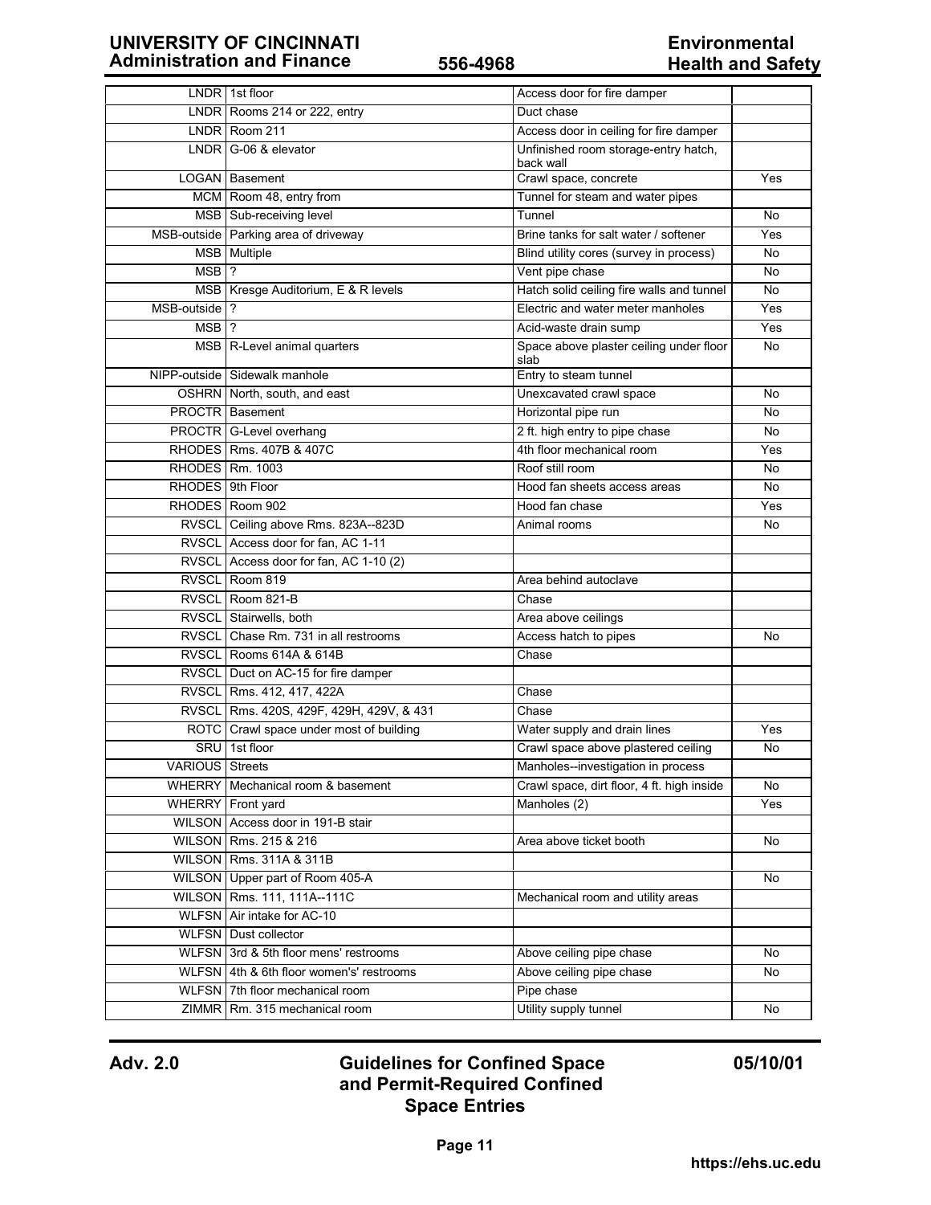| | | | |
|---|---|---|---|
| LNDR | 1st floor | Access door for fire damper | |
| LNDR | Rooms 214 or 222, entry | Duct chase | |
| LNDR | Room 211 | Access door in ceiling for fire damper | |
| LNDR | G-06 & elevator | Unfinished room storage-entry hatch, back wall | |
| LOGAN | Basement | Crawl space, concrete | Yes |
| MCM | Room 48, entry from | Tunnel for steam and water pipes | |
| MSB | Sub-receiving level | Tunnel | No |
| MSB-outside | Parking area of driveway | Brine tanks for salt water / softener | Yes |
| MSB | Multiple | Blind utility cores (survey in process) | No |
| MSB | ? | Vent pipe chase | No |
| MSB | Kresge Auditorium, E & R levels | Hatch solid ceiling fire walls and tunnel | No |
| MSB-outside | ? | Electric and water meter manholes | Yes |
| MSB | ? | Acid-waste drain sump | Yes |
| MSB | R-Level animal quarters | Space above plaster ceiling under floor slab | No |
| NIPP-outside | Sidewalk manhole | Entry to steam tunnel | |
| OSHRN | North, south, and east | Unexcavated crawl space | No |
| PROCTR | Basement | Horizontal pipe run | No |
| PROCTR | G-Level overhang | 2 ft. high entry to pipe chase | No |
| RHODES | Rms. 407B & 407C | 4th floor mechanical room | Yes |
| RHODES | Rm. 1003 | Roof still room | No |
| RHODES | 9th Floor | Hood fan sheets access areas | No |
| RHODES | Room 902 | Hood fan chase | Yes |
| RVSCL | Ceiling above Rms. 823A--823D | Animal rooms | No |
| RVSCL | Access door for fan, AC 1-11 | | |
| RVSCL | Access door for fan, AC 1-10 (2) | | |
| RVSCL | Room 819 | Area behind autoclave | |
| RVSCL | Room 821-B | Chase | |
| RVSCL | Stairwells, both | Area above ceilings | |
| RVSCL | Chase Rm. 731 in all restrooms | Access hatch to pipes | No |
| RVSCL | Rooms 614A & 614B | Chase | |
| RVSCL | Duct on AC-15 for fire damper | | |
| RVSCL | Rms. 412, 417, 422A | Chase | |
| RVSCL | Rms. 420S, 429F, 429H, 429V, & 431 | Chase | |
| ROTC | Crawl space under most of building | Water supply and drain lines | Yes |
| SRU | 1st floor | Crawl space above plastered ceiling | No |
| VARIOUS | Streets | Manholes--investigation in process | |
| WHERRY | Mechanical room & basement | Crawl space, dirt floor, 4 ft. high inside | No |
| WHERRY | Front yard | Manholes (2) | Yes |
| WILSON | Access door in 191-B stair | | |
| WILSON | Rms. 215 & 216 | Area above ticket booth | No |
| WILSON | Rms. 311A & 311B | | |
| WILSON | Upper part of Room 405-A | | No |
| WILSON | Rms. 111, 111A--111C | Mechanical room and utility areas | |
| WLFSN | Air intake for AC-10 | | |
| WLFSN | Dust collector | | |
| WLFSN | 3rd & 5th floor mens' restrooms | Above ceiling pipe chase | No |
| WLFSN | 4th & 6th floor women's' restrooms | Above ceiling pipe chase | No |
| WLFSN | 7th floor mechanical room | Pipe chase | |
| ZIMMR | Rm. 315 mechanical room | Utility supply tunnel | No |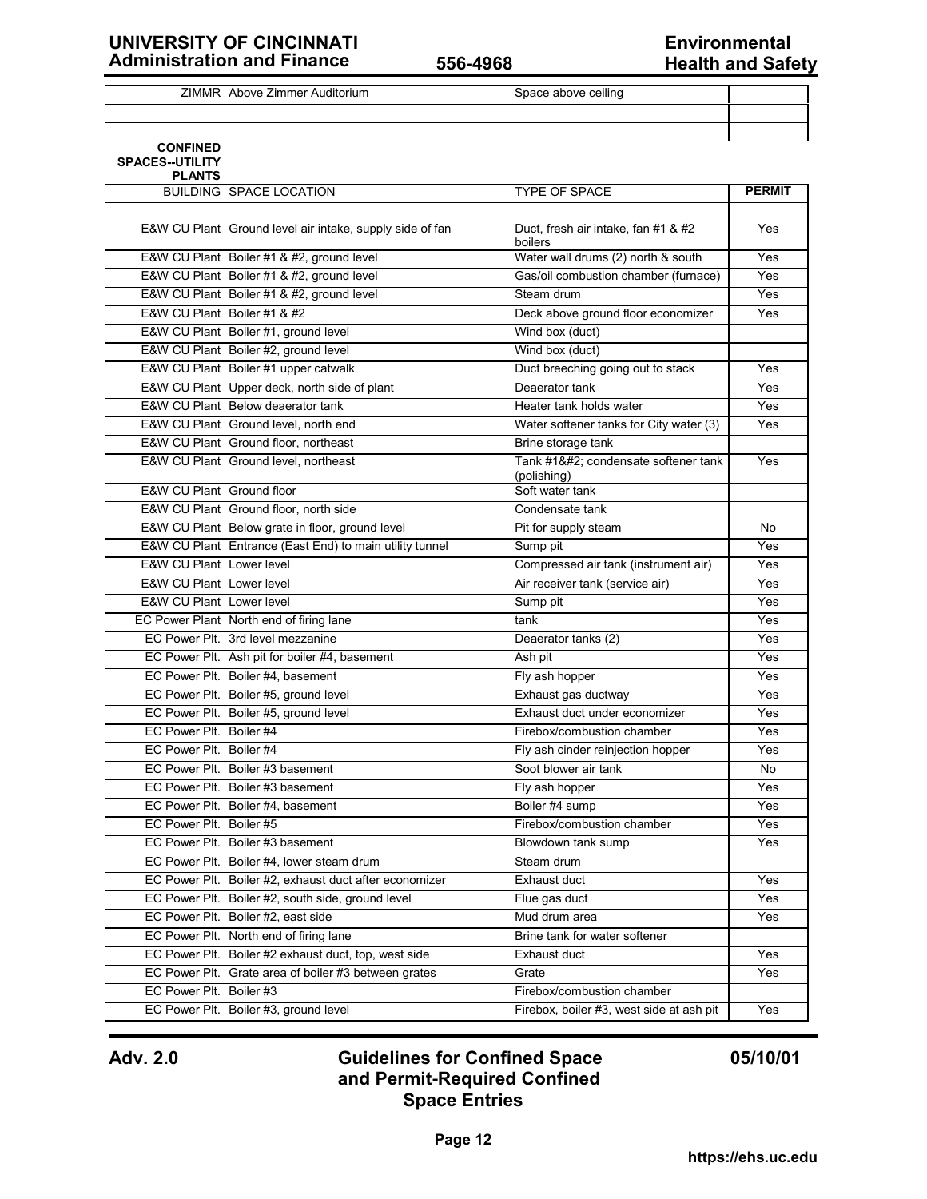| | | | |
|---|---|---|---|
| ZIMMR | Above Zimmer Auditorium | Space above ceiling | |
| | | | |
| | | | |

**CONFINED SPACES--UTILITY PLANTS**

| BUILDING | SPACE LOCATION | TYPE OF SPACE | PERMIT |
|---|---|---|---|
| | | | |
| E&W CU Plant | Ground level air intake, supply side of fan | Duct, fresh air intake, fan #1 & #2 boilers | Yes |
| E&W CU Plant | Boiler #1 & #2, ground level | Water wall drums (2) north & south | Yes |
| E&W CU Plant | Boiler #1 & #2, ground level | Gas/oil combustion chamber (furnace) | Yes |
| E&W CU Plant | Boiler #1 & #2, ground level | Steam drum | Yes |
| E&W CU Plant | Boiler #1 & #2 | Deck above ground floor economizer | Yes |
| E&W CU Plant | Boiler #1, ground level | Wind box (duct) | |
| E&W CU Plant | Boiler #2, ground level | Wind box (duct) | |
| E&W CU Plant | Boiler #1 upper catwalk | Duct breeching going out to stack | Yes |
| E&W CU Plant | Upper deck, north side of plant | Deaerator tank | Yes |
| E&W CU Plant | Below deaerator tank | Heater tank holds water | Yes |
| E&W CU Plant | Ground level, north end | Water softener tanks for City water (3) | Yes |
| E&W CU Plant | Ground floor, northeast | Brine storage tank | |
| E&W CU Plant | Ground level, northeast | Tank #1&#2; condensate softener tank (polishing) | Yes |
| E&W CU Plant | Ground floor | Soft water tank | |
| E&W CU Plant | Ground floor, north side | Condensate tank | |
| E&W CU Plant | Below grate in floor, ground level | Pit for supply steam | No |
| E&W CU Plant | Entrance (East End) to main utility tunnel | Sump pit | Yes |
| E&W CU Plant | Lower level | Compressed air tank (instrument air) | Yes |
| E&W CU Plant | Lower level | Air receiver tank (service air) | Yes |
| E&W CU Plant | Lower level | Sump pit | Yes |
| EC Power Plant | North end of firing lane | tank | Yes |
| EC Power Plt. | 3rd level mezzanine | Deaerator tanks (2) | Yes |
| EC Power Plt. | Ash pit for boiler #4, basement | Ash pit | Yes |
| EC Power Plt. | Boiler #4, basement | Fly ash hopper | Yes |
| EC Power Plt. | Boiler #5, ground level | Exhaust gas ductway | Yes |
| EC Power Plt. | Boiler #5, ground level | Exhaust duct under economizer | Yes |
| EC Power Plt. | Boiler #4 | Firebox/combustion chamber | Yes |
| EC Power Plt. | Boiler #4 | Fly ash cinder reinjection hopper | Yes |
| EC Power Plt. | Boiler #3 basement | Soot blower air tank | No |
| EC Power Plt. | Boiler #3 basement | Fly ash hopper | Yes |
| EC Power Plt. | Boiler #4, basement | Boiler #4 sump | Yes |
| EC Power Plt. | Boiler #5 | Firebox/combustion chamber | Yes |
| EC Power Plt. | Boiler #3 basement | Blowdown tank sump | Yes |
| EC Power Plt. | Boiler #4, lower steam drum | Steam drum | |
| EC Power Plt. | Boiler #2, exhaust duct after economizer | Exhaust duct | Yes |
| EC Power Plt. | Boiler #2, south side, ground level | Flue gas duct | Yes |
| EC Power Plt. | Boiler #2, east side | Mud drum area | Yes |
| EC Power Plt. | North end of firing lane | Brine tank for water softener | |
| EC Power Plt. | Boiler #2 exhaust duct, top, west side | Exhaust duct | Yes |
| EC Power Plt. | Grate area of boiler #3 between grates | Grate | Yes |
| EC Power Plt. | Boiler #3 | Firebox/combustion chamber | |
| EC Power Plt. | Boiler #3, ground level | Firebox, boiler #3, west side at ash pit | Yes |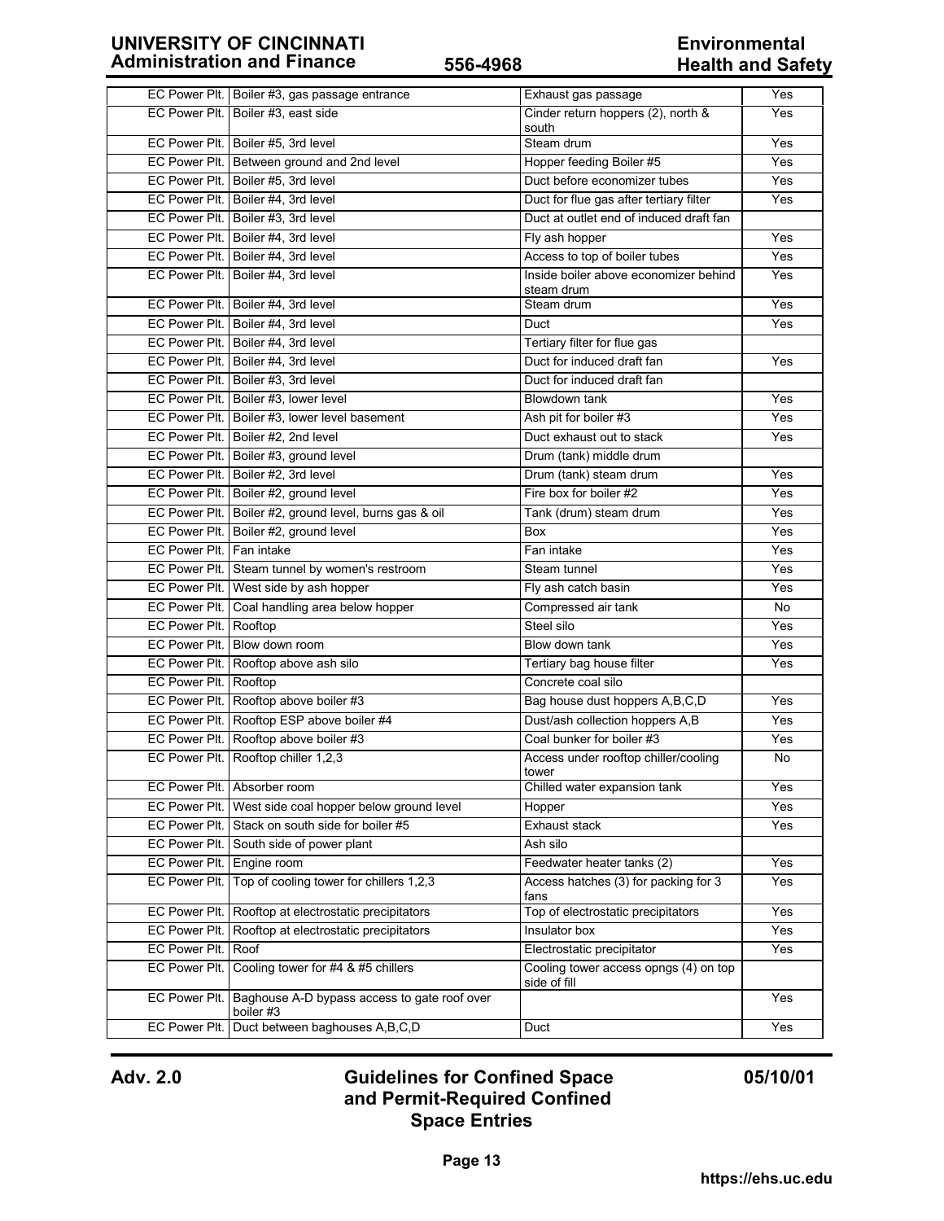| | | | |
|---|---|---|---|
| EC Power Plt. | Boiler #3, gas passage entrance | Exhaust gas passage | Yes |
| EC Power Plt. | Boiler #3, east side | Cinder return hoppers (2), north & south | Yes |
| EC Power Plt. | Boiler #5, 3rd level | Steam drum | Yes |
| EC Power Plt. | Between ground and 2nd level | Hopper feeding Boiler #5 | Yes |
| EC Power Plt. | Boiler #5, 3rd level | Duct before economizer tubes | Yes |
| EC Power Plt. | Boiler #4, 3rd level | Duct for flue gas after tertiary filter | Yes |
| EC Power Plt. | Boiler #3, 3rd level | Duct at outlet end of induced draft fan | |
| EC Power Plt. | Boiler #4, 3rd level | Fly ash hopper | Yes |
| EC Power Plt. | Boiler #4, 3rd level | Access to top of boiler tubes | Yes |
| EC Power Plt. | Boiler #4, 3rd level | Inside boiler above economizer behind steam drum | Yes |
| EC Power Plt. | Boiler #4, 3rd level | Steam drum | Yes |
| EC Power Plt. | Boiler #4, 3rd level | Duct | Yes |
| EC Power Plt. | Boiler #4, 3rd level | Tertiary filter for flue gas | |
| EC Power Plt. | Boiler #4, 3rd level | Duct for induced draft fan | Yes |
| EC Power Plt. | Boiler #3, 3rd level | Duct for induced draft fan | |
| EC Power Plt. | Boiler #3, lower level | Blowdown tank | Yes |
| EC Power Plt. | Boiler #3, lower level basement | Ash pit for boiler #3 | Yes |
| EC Power Plt. | Boiler #2, 2nd level | Duct exhaust out to stack | Yes |
| EC Power Plt. | Boiler #3, ground level | Drum (tank) middle drum | |
| EC Power Plt. | Boiler #2, 3rd level | Drum (tank) steam drum | Yes |
| EC Power Plt. | Boiler #2, ground level | Fire box for boiler #2 | Yes |
| EC Power Plt. | Boiler #2, ground level, burns gas & oil | Tank (drum) steam drum | Yes |
| EC Power Plt. | Boiler #2, ground level | Box | Yes |
| EC Power Plt. | Fan intake | Fan intake | Yes |
| EC Power Plt. | Steam tunnel by women's restroom | Steam tunnel | Yes |
| EC Power Plt. | West side by ash hopper | Fly ash catch basin | Yes |
| EC Power Plt. | Coal handling area below hopper | Compressed air tank | No |
| EC Power Plt. | Rooftop | Steel silo | Yes |
| EC Power Plt. | Blow down room | Blow down tank | Yes |
| EC Power Plt. | Rooftop above ash silo | Tertiary bag house filter | Yes |
| EC Power Plt. | Rooftop | Concrete coal silo | |
| EC Power Plt. | Rooftop above boiler #3 | Bag house dust hoppers A,B,C,D | Yes |
| EC Power Plt. | Rooftop ESP above boiler #4 | Dust/ash collection hoppers A,B | Yes |
| EC Power Plt. | Rooftop above boiler #3 | Coal bunker for boiler #3 | Yes |
| EC Power Plt. | Rooftop chiller 1,2,3 | Access under rooftop chiller/cooling tower | No |
| EC Power Plt. | Absorber room | Chilled water expansion tank | Yes |
| EC Power Plt. | West side coal hopper below ground level | Hopper | Yes |
| EC Power Plt. | Stack on south side for boiler #5 | Exhaust stack | Yes |
| EC Power Plt. | South side of power plant | Ash silo | |
| EC Power Plt. | Engine room | Feedwater heater tanks (2) | Yes |
| EC Power Plt. | Top of cooling tower for chillers 1,2,3 | Access hatches (3) for packing for 3 fans | Yes |
| EC Power Plt. | Rooftop at electrostatic precipitators | Top of electrostatic precipitators | Yes |
| EC Power Plt. | Rooftop at electrostatic precipitators | Insulator box | Yes |
| EC Power Plt. | Roof | Electrostatic precipitator | Yes |
| EC Power Plt. | Cooling tower for #4 & #5 chillers | Cooling tower access opngs (4) on top side of fill | |
| EC Power Plt. | Baghouse A-D bypass access to gate roof over boiler #3 | | Yes |
| EC Power Plt. | Duct between baghouses A,B,C,D | Duct | Yes |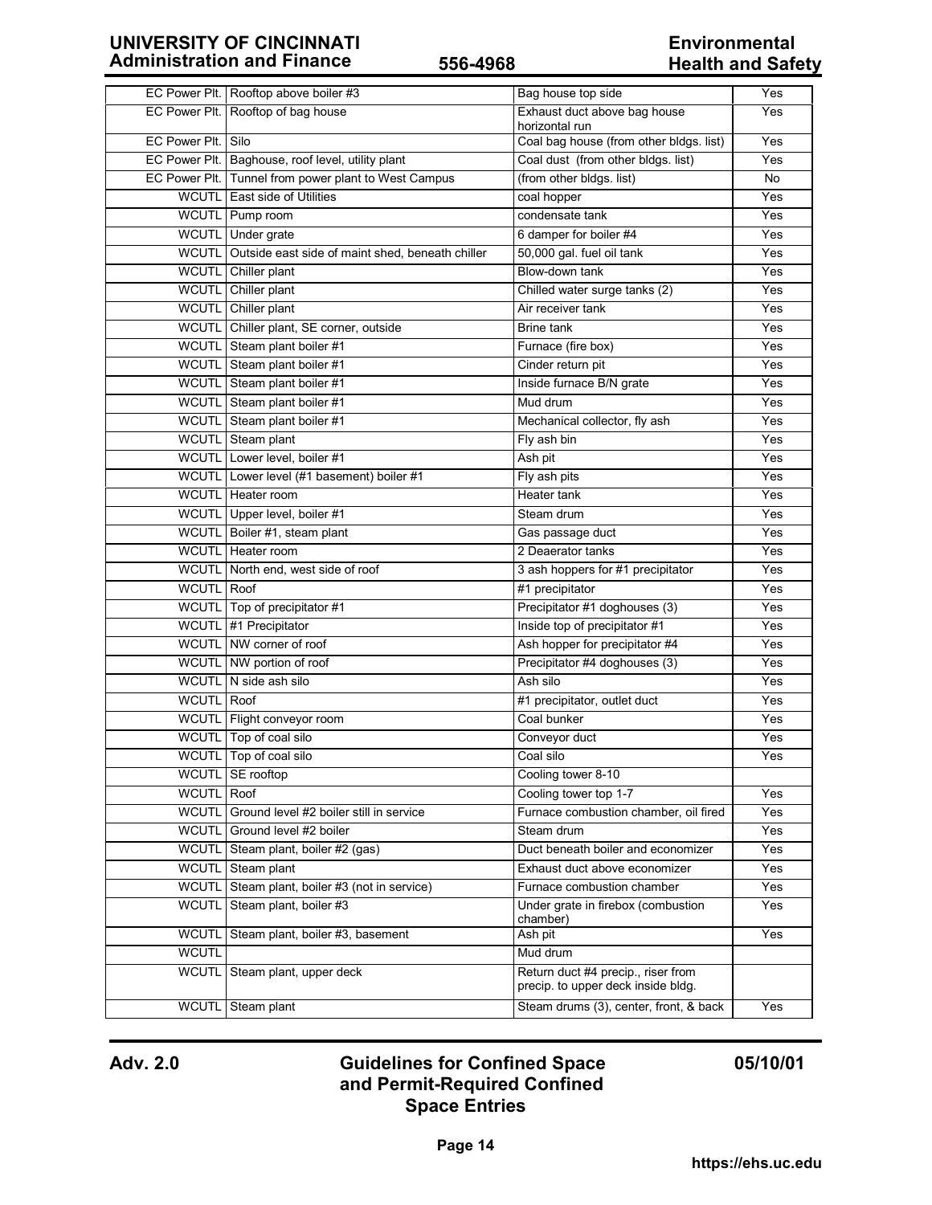| | | | |
|---|---|---|---|
| EC Power Plt. | Rooftop above boiler #3 | Bag house top side | Yes |
| EC Power Plt. | Rooftop of bag house | Exhaust duct above bag house horizontal run | Yes |
| EC Power Plt. | Silo | Coal bag house (from other bldgs. list) | Yes |
| EC Power Plt. | Baghouse, roof level, utility plant | Coal dust (from other bldgs. list) | Yes |
| EC Power Plt. | Tunnel from power plant to West Campus | (from other bldgs. list) | No |
| WCUTL | East side of Utilities | coal hopper | Yes |
| WCUTL | Pump room | condensate tank | Yes |
| WCUTL | Under grate | 6 damper for boiler #4 | Yes |
| WCUTL | Outside east side of maint shed, beneath chiller | 50,000 gal. fuel oil tank | Yes |
| WCUTL | Chiller plant | Blow-down tank | Yes |
| WCUTL | Chiller plant | Chilled water surge tanks (2) | Yes |
| WCUTL | Chiller plant | Air receiver tank | Yes |
| WCUTL | Chiller plant, SE corner, outside | Brine tank | Yes |
| WCUTL | Steam plant boiler #1 | Furnace (fire box) | Yes |
| WCUTL | Steam plant boiler #1 | Cinder return pit | Yes |
| WCUTL | Steam plant boiler #1 | Inside furnace B/N grate | Yes |
| WCUTL | Steam plant boiler #1 | Mud drum | Yes |
| WCUTL | Steam plant boiler #1 | Mechanical collector, fly ash | Yes |
| WCUTL | Steam plant | Fly ash bin | Yes |
| WCUTL | Lower level, boiler #1 | Ash pit | Yes |
| WCUTL | Lower level (#1 basement) boiler #1 | Fly ash pits | Yes |
| WCUTL | Heater room | Heater tank | Yes |
| WCUTL | Upper level, boiler #1 | Steam drum | Yes |
| WCUTL | Boiler #1, steam plant | Gas passage duct | Yes |
| WCUTL | Heater room | 2 Deaerator tanks | Yes |
| WCUTL | North end, west side of roof | 3 ash hoppers for #1 precipitator | Yes |
| WCUTL | Roof | #1 precipitator | Yes |
| WCUTL | Top of precipitator #1 | Precipitator #1 doghouses (3) | Yes |
| WCUTL | #1 Precipitator | Inside top of precipitator #1 | Yes |
| WCUTL | NW corner of roof | Ash hopper for precipitator #4 | Yes |
| WCUTL | NW portion of roof | Precipitator #4 doghouses (3) | Yes |
| WCUTL | N side ash silo | Ash silo | Yes |
| WCUTL | Roof | #1 precipitator, outlet duct | Yes |
| WCUTL | Flight conveyor room | Coal bunker | Yes |
| WCUTL | Top of coal silo | Conveyor duct | Yes |
| WCUTL | Top of coal silo | Coal silo | Yes |
| WCUTL | SE rooftop | Cooling tower 8-10 | |
| WCUTL | Roof | Cooling tower top 1-7 | Yes |
| WCUTL | Ground level #2 boiler still in service | Furnace combustion chamber, oil fired | Yes |
| WCUTL | Ground level #2 boiler | Steam drum | Yes |
| WCUTL | Steam plant, boiler #2 (gas) | Duct beneath boiler and economizer | Yes |
| WCUTL | Steam plant | Exhaust duct above economizer | Yes |
| WCUTL | Steam plant, boiler #3 (not in service) | Furnace combustion chamber | Yes |
| WCUTL | Steam plant, boiler #3 | Under grate in firebox (combustion chamber) | Yes |
| WCUTL | Steam plant, boiler #3, basement | Ash pit | Yes |
| WCUTL | | Mud drum | |
| WCUTL | Steam plant, upper deck | Return duct #4 precip., riser from precip. to upper deck inside bldg. | |
| WCUTL | Steam plant | Steam drums (3), center, front, & back | Yes |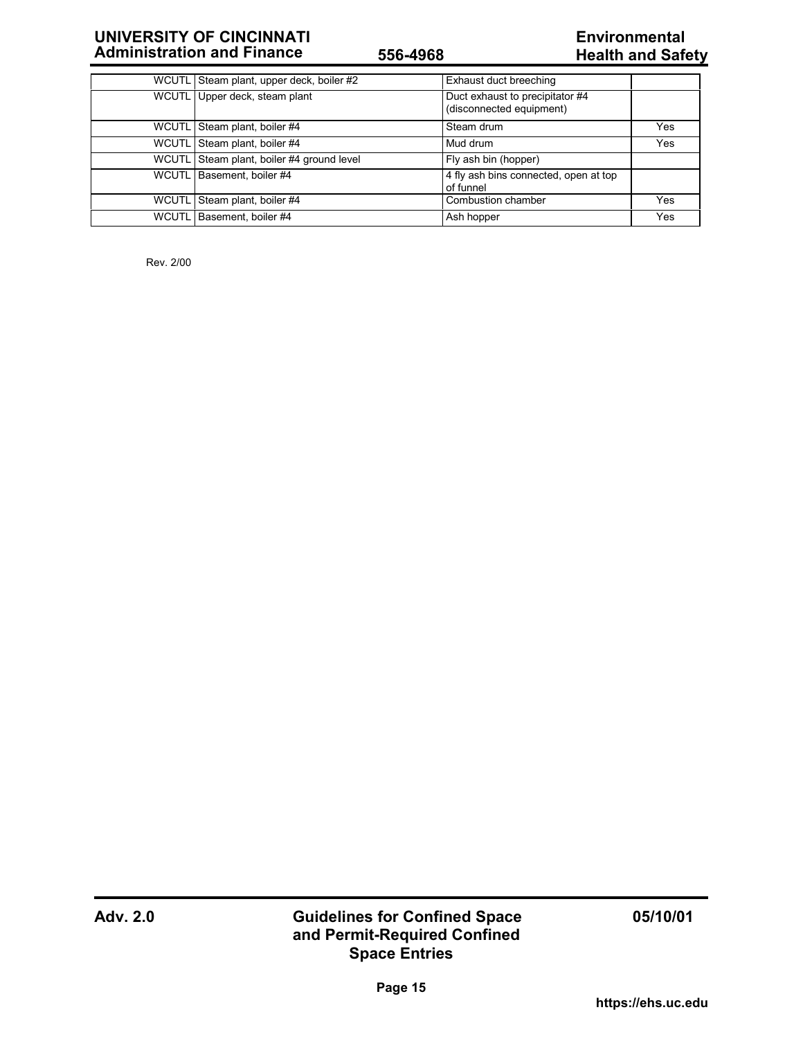| | | | |
|---|---|---|---|
| WCUTL | Steam plant, upper deck, boiler #2 | Exhaust duct breeching | |
| WCUTL | Upper deck, steam plant | Duct exhaust to precipitator #4 (disconnected equipment) | |
| WCUTL | Steam plant, boiler #4 | Steam drum | Yes |
| WCUTL | Steam plant, boiler #4 | Mud drum | Yes |
| WCUTL | Steam plant, boiler #4 ground level | Fly ash bin (hopper) | |
| WCUTL | Basement, boiler #4 | 4 fly ash bins connected, open at top of funnel | |
| WCUTL | Steam plant, boiler #4 | Combustion chamber | Yes |
| WCUTL | Basement, boiler #4 | Ash hopper | Yes |

Rev. 2/00